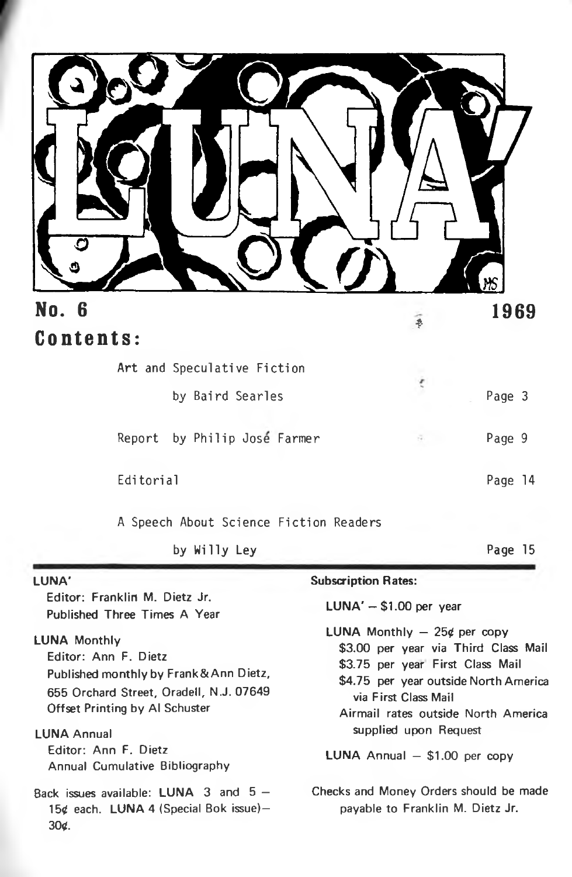# LUNA'

**No. 6** **1969**

## Contents:

Art and Speculative Fiction

by Baird Searles — Page 3

Report by Philip José Farmer — Page 9

Editorial — Page 14

A Speech About Science Fiction Readers

by Willy Ley — Page 15

---

**LUNA'**
Editor: Franklin M. Dietz Jr.
Published Three Times A Year

**LUNA Monthly**
Editor: Ann F. Dietz
Published monthly by Frank & Ann Dietz,
655 Orchard Street, Oradell, N.J. 07649
Offset Printing by Al Schuster

**LUNA Annual**
Editor: Ann F. Dietz
Annual Cumulative Bibliography

Back issues available: **LUNA** 3 and 5 — 15¢ each. **LUNA** 4 (Special Bok issue) — 30¢.

**Subscription Rates:**

**LUNA'** — $1.00 per year

**LUNA** Monthly — 25¢ per copy
$3.00 per year via Third Class Mail
$3.75 per year First Class Mail
$4.75 per year outside North America via First Class Mail
Airmail rates outside North America supplied upon Request

**LUNA** Annual — $1.00 per copy

Checks and Money Orders should be made payable to Franklin M. Dietz Jr.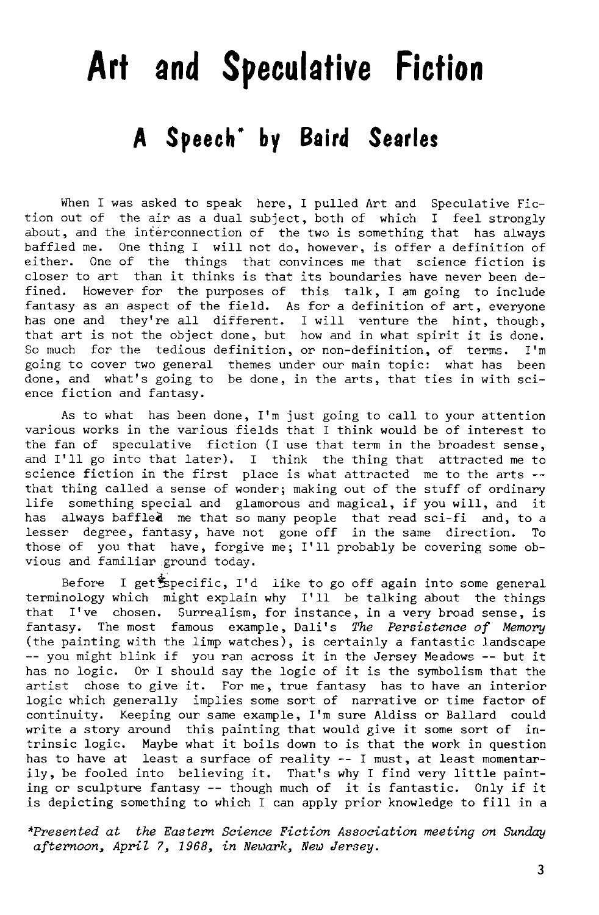// Art and Speculative Fiction — Baird Searles speech (p. 3)
# Art and Speculative Fiction

## A Speech* by Baird Searles

When I was asked to speak here, I pulled Art and Speculative Fiction out of the air as a dual subject, both of which I feel strongly about, and the interconnection of the two is something that has always baffled me. One thing I will not do, however, is offer a definition of either. One of the things that convinces me that science fiction is closer to art than it thinks is that its boundaries have never been defined. However for the purposes of this talk, I am going to include fantasy as an aspect of the field. As for a definition of art, everyone has one and they're all different. I will venture the hint, though, that art is not the object done, but how and in what spirit it is done. So much for the tedious definition, or non-definition, of terms. I'm going to cover two general themes under our main topic: what has been done, and what's going to be done, in the arts, that ties in with science fiction and fantasy.

As to what has been done, I'm just going to call to your attention various works in the various fields that I think would be of interest to the fan of speculative fiction (I use that term in the broadest sense, and I'll go into that later). I think the thing that attracted me to science fiction in the first place is what attracted me to the arts -- that thing called a sense of wonder; making out of the stuff of ordinary life something special and glamorous and magical, if you will, and it has always baffled me that so many people that read sci-fi and, to a lesser degree, fantasy, have not gone off in the same direction. To those of you that have, forgive me; I'll probably be covering some obvious and familiar ground today.

Before I get specific, I'd like to go off again into some general terminology which might explain why I'll be talking about the things that I've chosen. Surrealism, for instance, in a very broad sense, is fantasy. The most famous example, Dali's *The Persistence of Memory* (the painting with the limp watches), is certainly a fantastic landscape -- you might blink if you ran across it in the Jersey Meadows -- but it has no logic. Or I should say the logic of it is the symbolism that the artist chose to give it. For me, true fantasy has to have an interior logic which generally implies some sort of narrative or time factor of continuity. Keeping our same example, I'm sure Aldiss or Ballard could write a story around this painting that would give it some sort of intrinsic logic. Maybe what it boils down to is that the work in question has to have at least a surface of reality -- I must, at least momentarily, be fooled into believing it. That's why I find very little painting or sculpture fantasy -- though much of it is fantastic. Only if it is depicting something to which I can apply prior knowledge to fill in a

*\*Presented at the Eastern Science Fiction Association meeting on Sunday afternoon, April 7, 1968, in Newark, New Jersey.*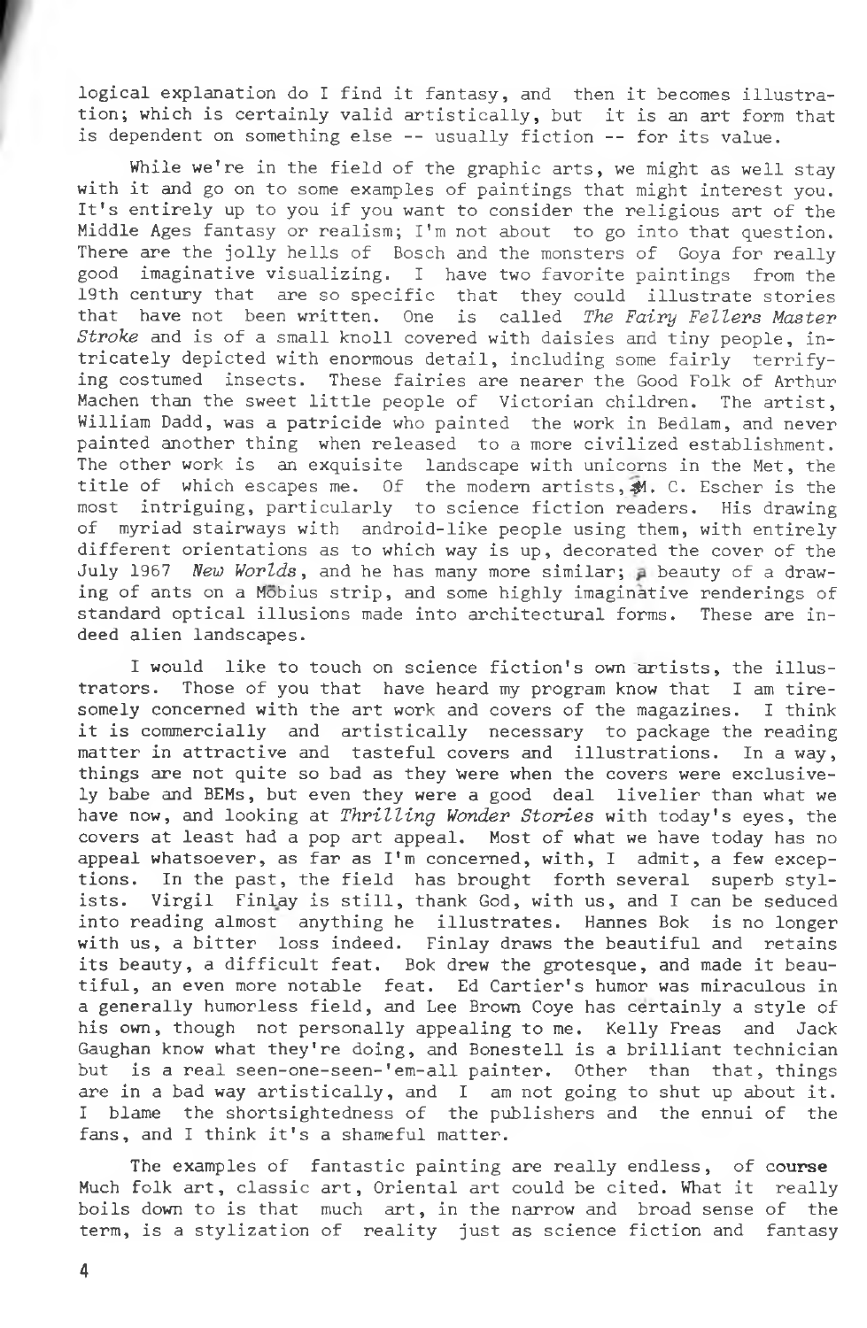logical explanation do I find it fantasy, and then it becomes illustration; which is certainly valid artistically, but it is an art form that is dependent on something else -- usually fiction -- for its value.

While we're in the field of the graphic arts, we might as well stay with it and go on to some examples of paintings that might interest you. It's entirely up to you if you want to consider the religious art of the Middle Ages fantasy or realism; I'm not about to go into that question. There are the jolly hells of Bosch and the monsters of Goya for really good imaginative visualizing. I have two favorite paintings from the 19th century that are so specific that they could illustrate stories that have not been written. One is called *The Fairy Fellers Master Stroke* and is of a small knoll covered with daisies and tiny people, intricately depicted with enormous detail, including some fairly terrifying costumed insects. These fairies are nearer the Good Folk of Arthur Machen than the sweet little people of Victorian children. The artist, William Dadd, was a patricide who painted the work in Bedlam, and never painted another thing when released to a more civilized establishment. The other work is an exquisite landscape with unicorns in the Met, the title of which escapes me. Of the modern artists, M. C. Escher is the most intriguing, particularly to science fiction readers. His drawing of myriad stairways with android-like people using them, with entirely different orientations as to which way is up, decorated the cover of the July 1967 *New Worlds*, and he has many more similar; a beauty of a drawing of ants on a Möbius strip, and some highly imaginative renderings of standard optical illusions made into architectural forms. These are indeed alien landscapes.

I would like to touch on science fiction's own artists, the illustrators. Those of you that have heard my program know that I am tiresomely concerned with the art work and covers of the magazines. I think it is commercially and artistically necessary to package the reading matter in attractive and tasteful covers and illustrations. In a way, things are not quite so bad as they were when the covers were exclusively babe and BEMs, but even they were a good deal livelier than what we have now, and looking at *Thrilling Wonder Stories* with today's eyes, the covers at least had a pop art appeal. Most of what we have today has no appeal whatsoever, as far as I'm concerned, with, I admit, a few exceptions. In the past, the field has brought forth several superb stylists. Virgil Finlay is still, thank God, with us, and I can be seduced into reading almost anything he illustrates. Hannes Bok is no longer with us, a bitter loss indeed. Finlay draws the beautiful and retains its beauty, a difficult feat. Bok drew the grotesque, and made it beautiful, an even more notable feat. Ed Cartier's humor was miraculous in a generally humorless field, and Lee Brown Coye has certainly a style of his own, though not personally appealing to me. Kelly Freas and Jack Gaughan know what they're doing, and Bonestell is a brilliant technician but is a real seen-one-seen-'em-all painter. Other than that, things are in a bad way artistically, and I am not going to shut up about it. I blame the shortsightedness of the publishers and the ennui of the fans, and I think it's a shameful matter.

The examples of fantastic painting are really endless, of course Much folk art, classic art, Oriental art could be cited. What it really boils down to is that much art, in the narrow and broad sense of the term, is a stylization of reality just as science fiction and fantasy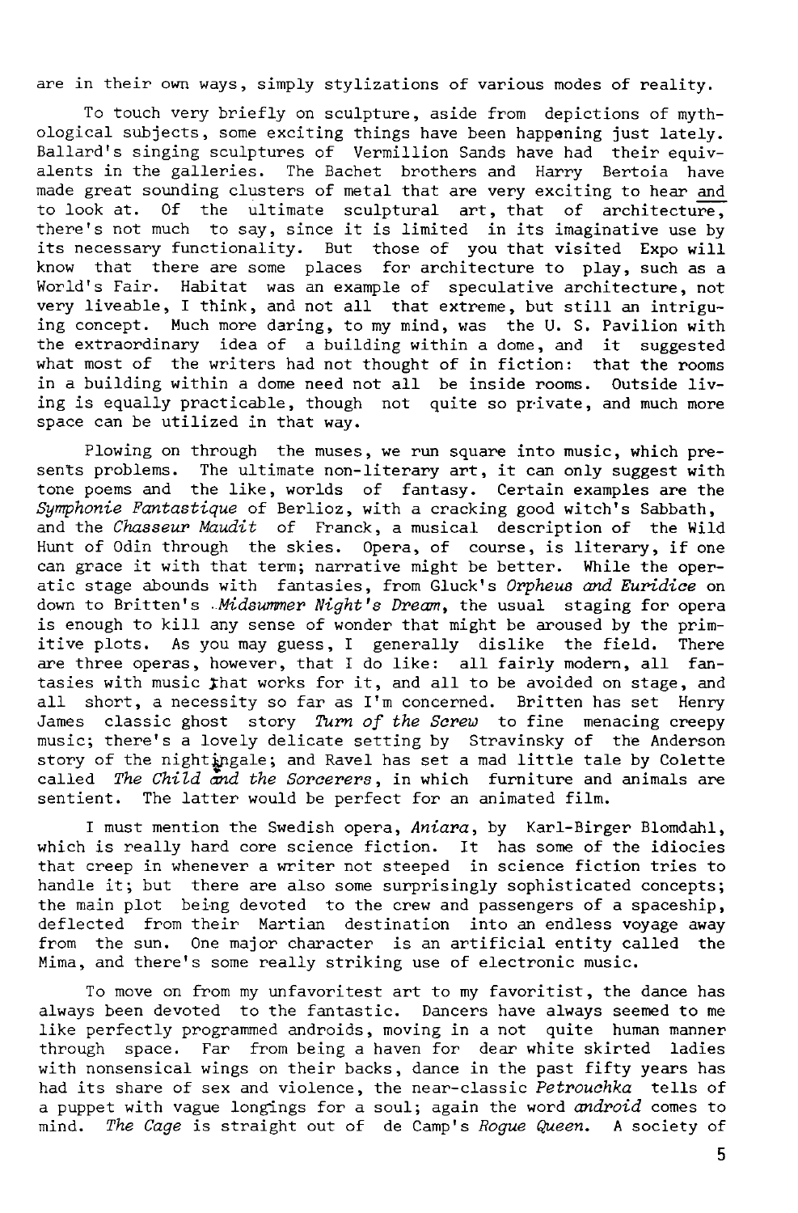are in their own ways, simply stylizations of various modes of reality.

To touch very briefly on sculpture, aside from depictions of mythological subjects, some exciting things have been happening just lately. Ballard's singing sculptures of Vermillion Sands have had their equivalents in the galleries. The Bachet brothers and Harry Bertoia have made great sounding clusters of metal that are very exciting to hear and to look at. Of the ultimate sculptural art, that of architecture, there's not much to say, since it is limited in its imaginative use by its necessary functionality. But those of you that visited Expo will know that there are some places for architecture to play, such as a World's Fair. Habitat was an example of speculative architecture, not very liveable, I think, and not all that extreme, but still an intriguing concept. Much more daring, to my mind, was the U. S. Pavilion with the extraordinary idea of a building within a dome, and it suggested what most of the writers had not thought of in fiction: that the rooms in a building within a dome need not all be inside rooms. Outside living is equally practicable, though not quite so private, and much more space can be utilized in that way.

Plowing on through the muses, we run square into music, which presents problems. The ultimate non-literary art, it can only suggest with tone poems and the like, worlds of fantasy. Certain examples are the *Symphonie Fantastique* of Berlioz, with a cracking good witch's Sabbath, and the *Chasseur Maudit* of Franck, a musical description of the Wild Hunt of Odin through the skies. Opera, of course, is literary, if one can grace it with that term; narrative might be better. While the operatic stage abounds with fantasies, from Gluck's *Orpheus and Euridice* on down to Britten's *Midsummer Night's Dream*, the usual staging for opera is enough to kill any sense of wonder that might be aroused by the primitive plots. As you may guess, I generally dislike the field. There are three operas, however, that I do like: all fairly modern, all fantasies with music that works for it, and all to be avoided on stage, and all short, a necessity so far as I'm concerned. Britten has set Henry James classic ghost story *Turn of the Screw* to fine menacing creepy music; there's a lovely delicate setting by Stravinsky of the Anderson story of the nightingale; and Ravel has set a mad little tale by Colette called *The Child and the Sorcerers*, in which furniture and animals are sentient. The latter would be perfect for an animated film.

I must mention the Swedish opera, *Aniara*, by Karl-Birger Blomdahl, which is really hard core science fiction. It has some of the idiocies that creep in whenever a writer not steeped in science fiction tries to handle it; but there are also some surprisingly sophisticated concepts; the main plot being devoted to the crew and passengers of a spaceship, deflected from their Martian destination into an endless voyage away from the sun. One major character is an artificial entity called the Mima, and there's some really striking use of electronic music.

To move on from my unfavoritest art to my favoritist, the dance has always been devoted to the fantastic. Dancers have always seemed to me like perfectly programmed androids, moving in a not quite human manner through space. Far from being a haven for dear white skirted ladies with nonsensical wings on their backs, dance in the past fifty years has had its share of sex and violence, the near-classic *Petrouchka* tells of a puppet with vague longings for a soul; again the word *android* comes to mind. *The Cage* is straight out of de Camp's *Rogue Queen*. A society of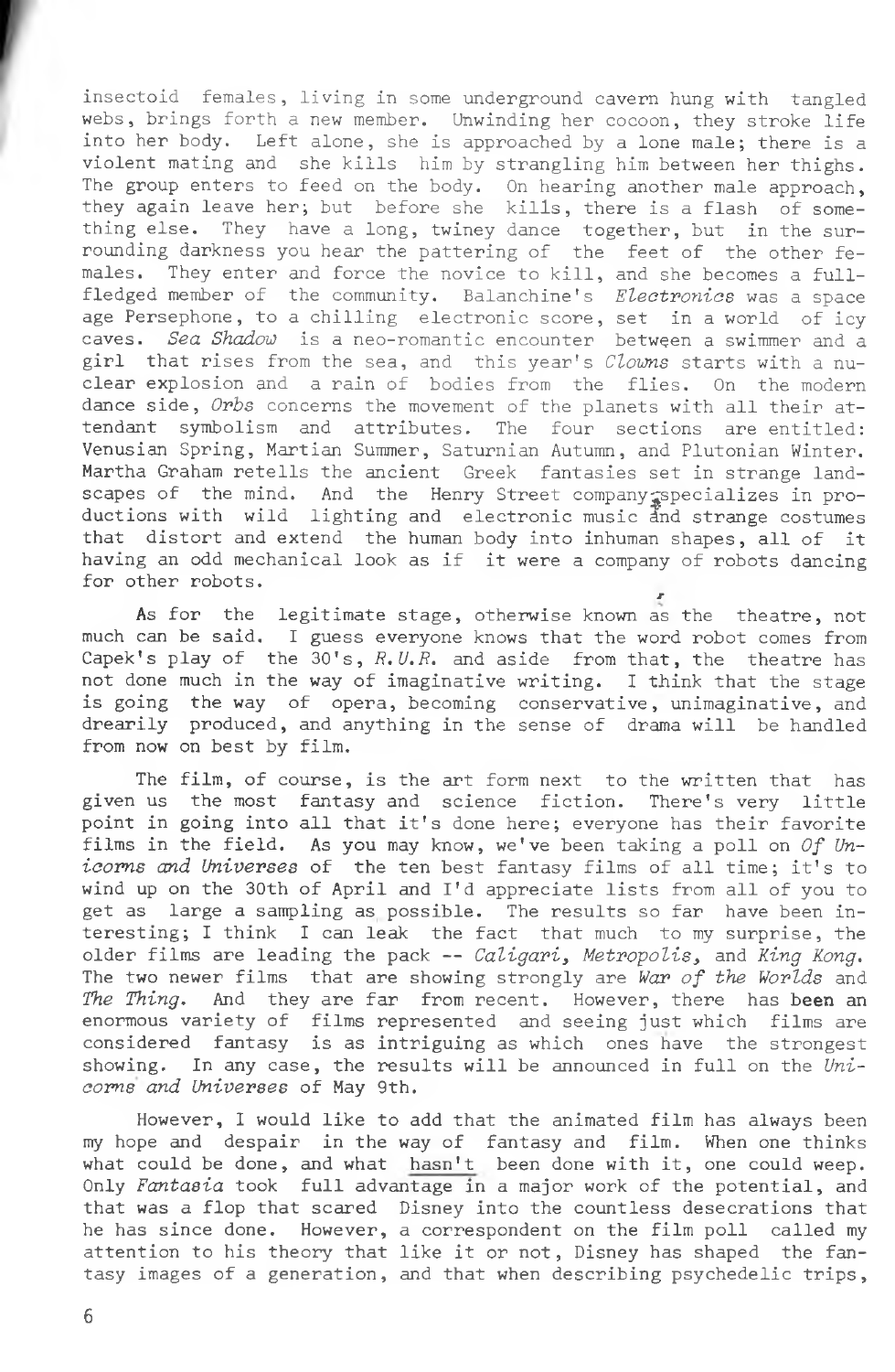insectoid females, living in some underground cavern hung with tangled webs, brings forth a new member. Unwinding her cocoon, they stroke life into her body. Left alone, she is approached by a lone male; there is a violent mating and she kills him by strangling him between her thighs. The group enters to feed on the body. On hearing another male approach, they again leave her; but before she kills, there is a flash of something else. They have a long, twiney dance together, but in the surrounding darkness you hear the pattering of the feet of the other females. They enter and force the novice to kill, and she becomes a full-fledged member of the community. Balanchine's *Electronics* was a space age Persephone, to a chilling electronic score, set in a world of icy caves. *Sea Shadow* is a neo-romantic encounter between a swimmer and a girl that rises from the sea, and this year's *Clowns* starts with a nuclear explosion and a rain of bodies from the flies. On the modern dance side, *Orbs* concerns the movement of the planets with all their attendant symbolism and attributes. The four sections are entitled: Venusian Spring, Martian Summer, Saturnian Autumn, and Plutonian Winter. Martha Graham retells the ancient Greek fantasies set in strange landscapes of the mind. And the Henry Street company specializes in productions with wild lighting and electronic music and strange costumes that distort and extend the human body into inhuman shapes, all of it having an odd mechanical look as if it were a company of robots dancing for other robots.

As for the legitimate stage, otherwise known as the theatre, not much can be said. I guess everyone knows that the word robot comes from Capek's play of the 30's, *R.U.R.* and aside from that, the theatre has not done much in the way of imaginative writing. I think that the stage is going the way of opera, becoming conservative, unimaginative, and drearily produced, and anything in the sense of drama will be handled from now on best by film.

The film, of course, is the art form next to the written that has given us the most fantasy and science fiction. There's very little point in going into all that it's done here; everyone has their favorite films in the field. As you may know, we've been taking a poll on *Of Unicorns and Universes* of the ten best fantasy films of all time; it's to wind up on the 30th of April and I'd appreciate lists from all of you to get as large a sampling as possible. The results so far have been interesting; I think I can leak the fact that much to my surprise, the older films are leading the pack -- *Caligari*, *Metropolis*, and *King Kong*. The two newer films that are showing strongly are *War of the Worlds* and *The Thing*. And they are far from recent. However, there has been an enormous variety of films represented and seeing just which films are considered fantasy is as intriguing as which ones have the strongest showing. In any case, the results will be announced in full on the *Unicorns and Universes* of May 9th.

However, I would like to add that the animated film has always been my hope and despair in the way of fantasy and film. When one thinks what could be done, and what hasn't been done with it, one could weep. Only *Fantasia* took full advantage in a major work of the potential, and that was a flop that scared Disney into the countless desecrations that he has since done. However, a correspondent on the film poll called my attention to his theory that like it or not, Disney has shaped the fantasy images of a generation, and that when describing psychedelic trips,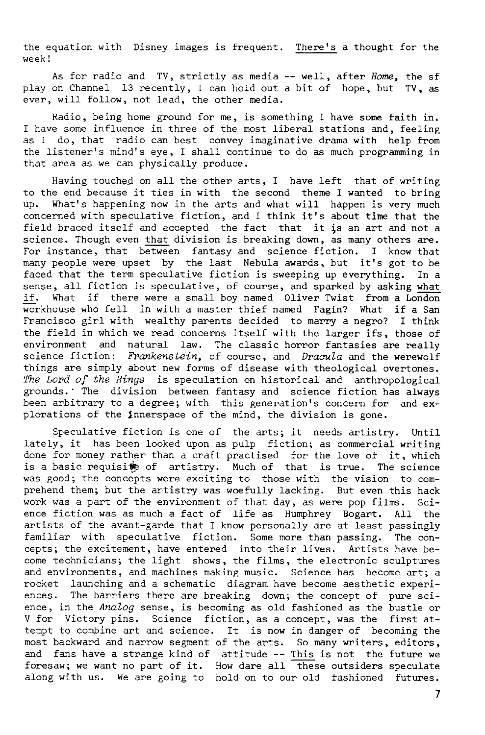the equation with Disney images is frequent. There's a thought for the week!

As for radio and TV, strictly as media -- well, after *Home*, the sf play on Channel 13 recently, I can hold out a bit of hope, but TV, as ever, will follow, not lead, the other media.

Radio, being home ground for me, is something I have some faith in. I have some influence in three of the most liberal stations and, feeling as I do, that radio can best convey imaginative drama with help from the listener's mind's eye, I shall continue to do as much programming in that area as we can physically produce.

Having touched on all the other arts, I have left that of writing to the end because it ties in with the second theme I wanted to bring up. What's happening now in the arts and what will happen is very much concerned with speculative fiction, and I think it's about time that the field braced itself and accepted the fact that it is an art and not a science. Though even that division is breaking down, as many others are. For instance, that between fantasy and science fiction. I know that many people were upset by the last Nebula awards, but it's got to be faced that the term speculative fiction is sweeping up everything. In a sense, all fiction is speculative, of course, and sparked by asking what if. What if there were a small boy named Oliver Twist from a London workhouse who fell in with a master thief named Fagin? What if a San Francisco girl with wealthy parents decided to marry a negro? I think the field in which we read concerns itself with the larger ifs, those of environment and natural law. The classic horror fantasies are really science fiction: *Frankenstein*, of course, and *Dracula* and the werewolf things are simply about new forms of disease with theological overtones. *The Lord of the Rings* is speculation on historical and anthropological grounds. The division between fantasy and science fiction has always been arbitrary to a degree; with this generation's concern for and explorations of the innerspace of the mind, the division is gone.

Speculative fiction is one of the arts; it needs artistry. Until lately, it has been looked upon as pulp fiction; as commercial writing done for money rather than a craft practised for the love of it, which is a basic requisite of artistry. Much of that is true. The science was good; the concepts were exciting to those with the vision to comprehend them; but the artistry was woefully lacking. But even this hack work was a part of the environment of that day, as were pop films. Science fiction was as much a fact of life as Humphrey Bogart. All the artists of the avant-garde that I know personally are at least passingly familiar with speculative fiction. Some more than passing. The concepts; the excitement, have entered into their lives. Artists have become technicians; the light shows, the films, the electronic sculptures and environments, and machines making music. Science has become art; a rocket launching and a schematic diagram have become aesthetic experiences. The barriers there are breaking down; the concept of pure science, in the *Analog* sense, is becoming as old fashioned as the bustle or V for Victory pins. Science fiction, as a concept, was the first attempt to combine art and science. It is now in danger of becoming the most backward and narrow segment of the arts. So many writers, editors, and fans have a strange kind of attitude -- This is not the future we foresaw; we want no part of it. How dare all these outsiders speculate along with us. We are going to hold on to our old fashioned futures.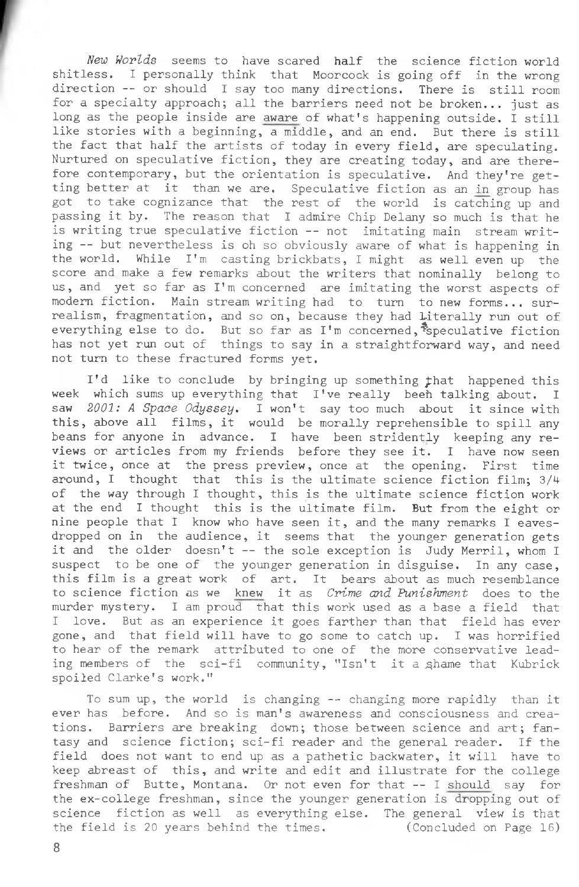*New Worlds* seems to have scared half the science fiction world shitless. I personally think that Moorcock is going off in the wrong direction -- or should I say too many directions. There is still room for a specialty approach; all the barriers need not be broken... just as long as the people inside are aware of what's happening outside. I still like stories with a beginning, a middle, and an end. But there is still the fact that half the artists of today in every field, are speculating. Nurtured on speculative fiction, they are creating today, and are therefore contemporary, but the orientation is speculative. And they're getting better at it than we are. Speculative fiction as an in group has got to take cognizance that the rest of the world is catching up and passing it by. The reason that I admire Chip Delany so much is that he is writing true speculative fiction -- not imitating main stream writing -- but nevertheless is oh so obviously aware of what is happening in the world. While I'm casting brickbats, I might as well even up the score and make a few remarks about the writers that nominally belong to us, and yet so far as I'm concerned are imitating the worst aspects of modern fiction. Main stream writing had to turn to new forms... surrealism, fragmentation, and so on, because they had literally run out of everything else to do. But so far as I'm concerned, speculative fiction has not yet run out of things to say in a straightforward way, and need not turn to these fractured forms yet.

I'd like to conclude by bringing up something that happened this week which sums up everything that I've really been talking about. I saw *2001: A Space Odyssey*. I won't say too much about it since with this, above all films, it would be morally reprehensible to spill any beans for anyone in advance. I have been stridently keeping any reviews or articles from my friends before they see it. I have now seen it twice, once at the press preview, once at the opening. First time around, I thought that this is the ultimate science fiction film; 3/4 of the way through I thought, this is the ultimate science fiction work at the end I thought this is the ultimate film. But from the eight or nine people that I know who have seen it, and the many remarks I eavesdropped on in the audience, it seems that the younger generation gets it and the older doesn't -- the sole exception is Judy Merril, whom I suspect to be one of the younger generation in disguise. In any case, this film is a great work of art. It bears about as much resemblance to science fiction as we knew it as *Crime and Punishment* does to the murder mystery. I am proud that this work used as a base a field that I love. But as an experience it goes farther than that field has ever gone, and that field will have to go some to catch up. I was horrified to hear of the remark attributed to one of the more conservative leading members of the sci-fi community, "Isn't it a shame that Kubrick spoiled Clarke's work."

To sum up, the world is changing -- changing more rapidly than it ever has before. And so is man's awareness and consciousness and creations. Barriers are breaking down; those between science and art; fantasy and science fiction; sci-fi reader and the general reader. If the field does not want to end up as a pathetic backwater, it will have to keep abreast of this, and write and edit and illustrate for the college freshman of Butte, Montana. Or not even for that -- I should say for the ex-college freshman, since the younger generation is dropping out of science fiction as well as everything else. The general view is that the field is 20 years behind the times. (Concluded on Page 16)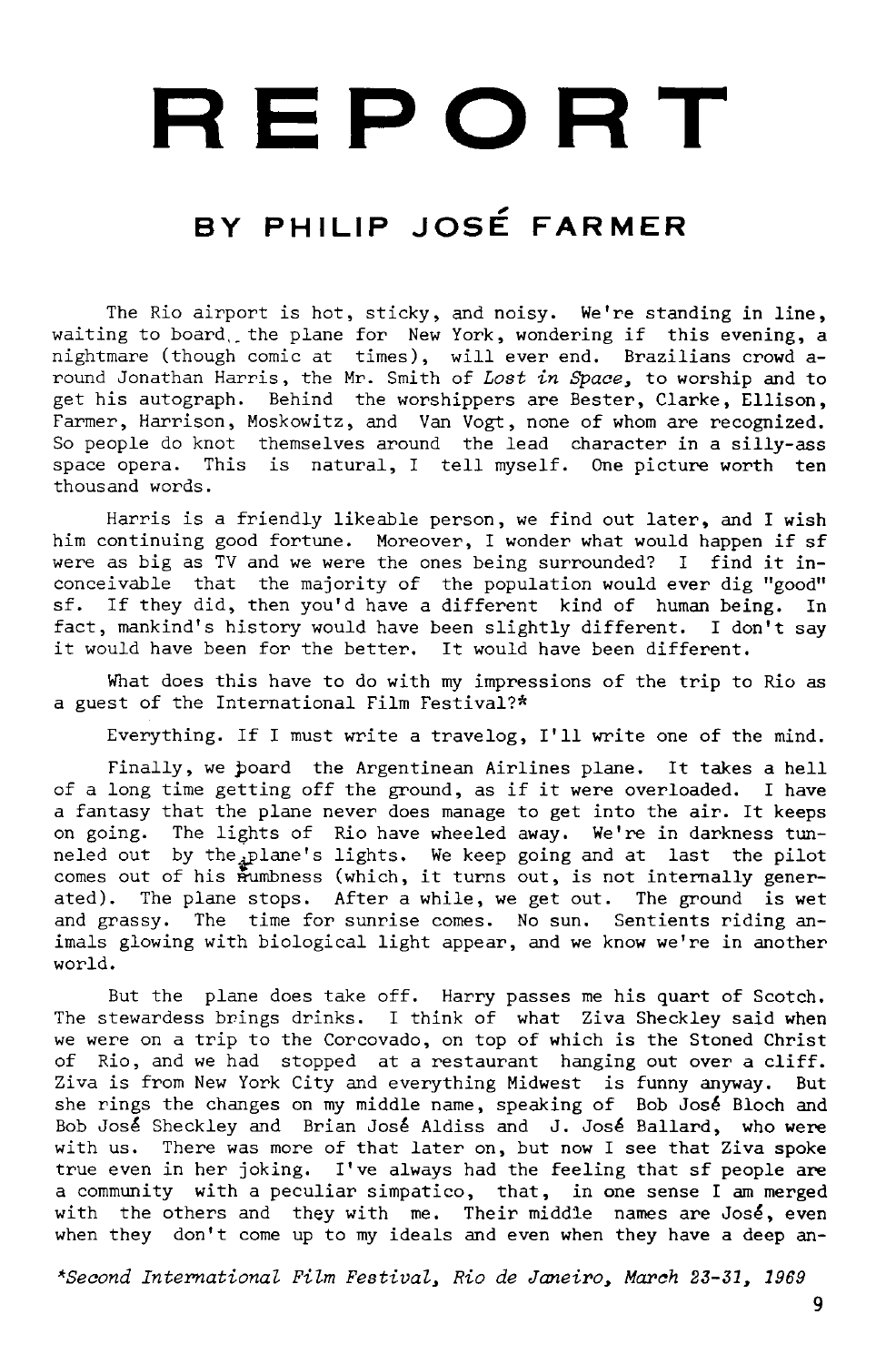# REPORT

## BY PHILIP JOSÉ FARMER

The Rio airport is hot, sticky, and noisy. We're standing in line, waiting to board the plane for New York, wondering if this evening, a nightmare (though comic at times), will ever end. Brazilians crowd around Jonathan Harris, the Mr. Smith of *Lost in Space*, to worship and to get his autograph. Behind the worshippers are Bester, Clarke, Ellison, Farmer, Harrison, Moskowitz, and Van Vogt, none of whom are recognized. So people do knot themselves around the lead character in a silly-ass space opera. This is natural, I tell myself. One picture worth ten thousand words.

Harris is a friendly likeable person, we find out later, and I wish him continuing good fortune. Moreover, I wonder what would happen if sf were as big as TV and we were the ones being surrounded? I find it inconceivable that the majority of the population would ever dig "good" sf. If they did, then you'd have a different kind of human being. In fact, mankind's history would have been slightly different. I don't say it would have been for the better. It would have been different.

What does this have to do with my impressions of the trip to Rio as a guest of the International Film Festival?*

Everything. If I must write a travelog, I'll write one of the mind.

Finally, we board the Argentinean Airlines plane. It takes a hell of a long time getting off the ground, as if it were overloaded. I have a fantasy that the plane never does manage to get into the air. It keeps on going. The lights of Rio have wheeled away. We're in darkness tunneled out by the plane's lights. We keep going and at last the pilot comes out of his numbness (which, it turns out, is not internally generated). The plane stops. After a while, we get out. The ground is wet and grassy. The time for sunrise comes. No sun. Sentients riding animals glowing with biological light appear, and we know we're in another world.

But the plane does take off. Harry passes me his quart of Scotch. The stewardess brings drinks. I think of what Ziva Sheckley said when we were on a trip to the Corcovado, on top of which is the Stoned Christ of Rio, and we had stopped at a restaurant hanging out over a cliff. Ziva is from New York City and everything Midwest is funny anyway. But she rings the changes on my middle name, speaking of Bob José Bloch and Bob José Sheckley and Brian José Aldiss and J. José Ballard, who were with us. There was more of that later on, but now I see that Ziva spoke true even in her joking. I've always had the feeling that sf people are a community with a peculiar simpatico, that, in one sense I am merged with the others and they with me. Their middle names are José, even when they don't come up to my ideals and even when they have a deep an-

*\*Second International Film Festival, Rio de Janeiro, March 23-31, 1969*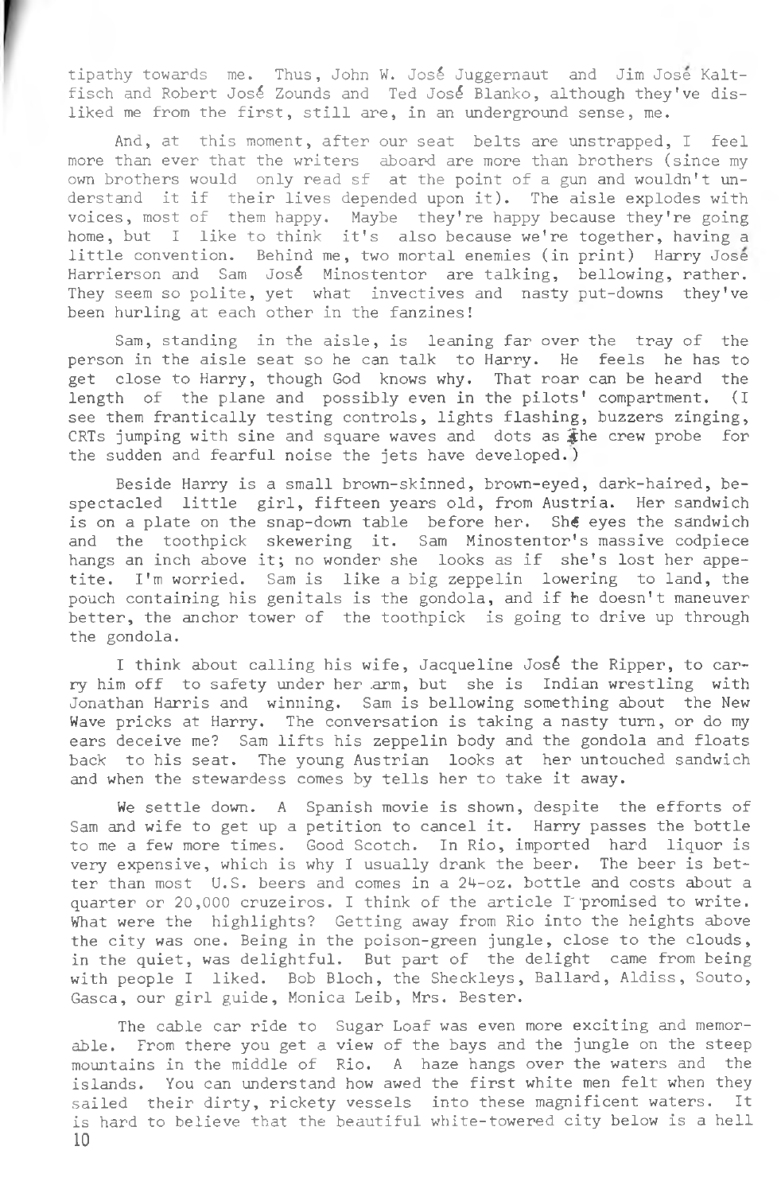tipathy towards me. Thus, John W. José Juggernaut and Jim José Kaltfisch and Robert José Zounds and Ted José Blanko, although they've disliked me from the first, still are, in an underground sense, me.

And, at this moment, after our seat belts are unstrapped, I feel more than ever that the writers aboard are more than brothers (since my own brothers would only read sf at the point of a gun and wouldn't understand it if their lives depended upon it). The aisle explodes with voices, most of them happy. Maybe they're happy because they're going home, but I like to think it's also because we're together, having a little convention. Behind me, two mortal enemies (in print) Harry José Harrierson and Sam José Minostentor are talking, bellowing, rather. They seem so polite, yet what invectives and nasty put-downs they've been hurling at each other in the fanzines!

Sam, standing in the aisle, is leaning far over the tray of the person in the aisle seat so he can talk to Harry. He feels he has to get close to Harry, though God knows why. That roar can be heard the length of the plane and possibly even in the pilots' compartment. (I see them frantically testing controls, lights flashing, buzzers zinging, CRTs jumping with sine and square waves and dots as the crew probe for the sudden and fearful noise the jets have developed.)

Beside Harry is a small brown-skinned, brown-eyed, dark-haired, bespectacled little girl, fifteen years old, from Austria. Her sandwich is on a plate on the snap-down table before her. She eyes the sandwich and the toothpick skewering it. Sam Minostentor's massive codpiece hangs an inch above it; no wonder she looks as if she's lost her appetite. I'm worried. Sam is like a big zeppelin lowering to land, the pouch containing his genitals is the gondola, and if he doesn't maneuver better, the anchor tower of the toothpick is going to drive up through the gondola.

I think about calling his wife, Jacqueline José the Ripper, to carry him off to safety under her arm, but she is Indian wrestling with Jonathan Harris and winning. Sam is bellowing something about the New Wave pricks at Harry. The conversation is taking a nasty turn, or do my ears deceive me? Sam lifts his zeppelin body and the gondola and floats back to his seat. The young Austrian looks at her untouched sandwich and when the stewardess comes by tells her to take it away.

We settle down. A Spanish movie is shown, despite the efforts of Sam and wife to get up a petition to cancel it. Harry passes the bottle to me a few more times. Good Scotch. In Rio, imported hard liquor is very expensive, which is why I usually drank the beer. The beer is better than most U.S. beers and comes in a 24-oz. bottle and costs about a quarter or 20,000 cruzeiros. I think of the article I promised to write. What were the highlights? Getting away from Rio into the heights above the city was one. Being in the poison-green jungle, close to the clouds, in the quiet, was delightful. But part of the delight came from being with people I liked. Bob Bloch, the Sheckleys, Ballard, Aldiss, Souto, Gasca, our girl guide, Monica Leib, Mrs. Bester.

The cable car ride to Sugar Loaf was even more exciting and memorable. From there you get a view of the bays and the jungle on the steep mountains in the middle of Rio. A haze hangs over the waters and the islands. You can understand how awed the first white men felt when they sailed their dirty, rickety vessels into these magnificent waters. It is hard to believe that the beautiful white-towered city below is a hell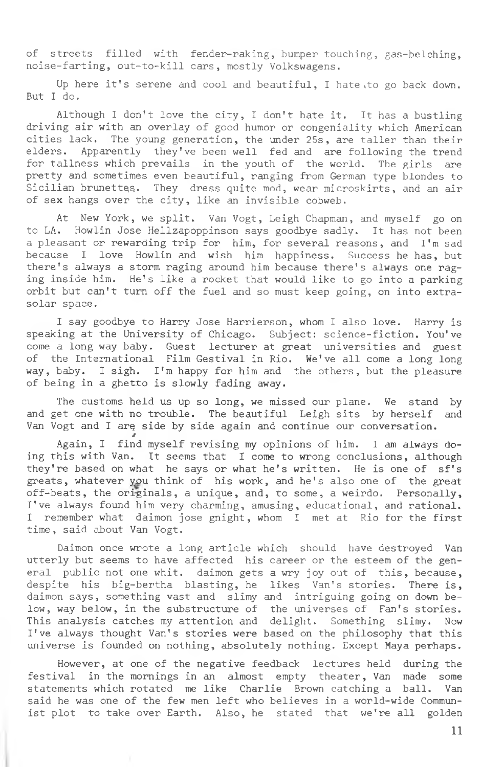of streets filled with fender-raking, bumper touching, gas-belching, noise-farting, out-to-kill cars, mostly Volkswagens.

Up here it's serene and cool and beautiful, I hate to go back down. But I do.

Although I don't love the city, I don't hate it. It has a bustling driving air with an overlay of good humor or congeniality which American cities lack. The young generation, the under 25s, are taller than their elders. Apparently they've been well fed and are following the trend for tallness which prevails in the youth of the world. The girls are pretty and sometimes even beautiful, ranging from German type blondes to Sicilian brunettes. They dress quite mod, wear microskirts, and an air of sex hangs over the city, like an invisible cobweb.

At New York, we split. Van Vogt, Leigh Chapman, and myself go on to LA. Howlin Jose Hellzapoppinson says goodbye sadly. It has not been a pleasant or rewarding trip for him, for several reasons, and I'm sad because I love Howlin and wish him happiness. Success he has, but there's always a storm raging around him because there's always one raging inside him. He's like a rocket that would like to go into a parking orbit but can't turn off the fuel and so must keep going, on into extrasolar space.

I say goodbye to Harry Jose Harrierson, whom I also love. Harry is speaking at the University of Chicago. Subject: science-fiction. You've come a long way baby. Guest lecturer at great universities and guest of the International Film Gestival in Rio. We've all come a long long way, baby. I sigh. I'm happy for him and the others, but the pleasure of being in a ghetto is slowly fading away.

The customs held us up so long, we missed our plane. We stand by and get one with no trouble. The beautiful Leigh sits by herself and Van Vogt and I are side by side again and continue our conversation.

Again, I find myself revising my opinions of him. I am always doing this with Van. It seems that I come to wrong conclusions, although they're based on what he says or what he's written. He is one of sf's greats, whatever you think of his work, and he's also one of the great off-beats, the originals, a unique, and, to some, a weirdo. Personally, I've always found him very charming, amusing, educational, and rational. I remember what daimon jose gnight, whom I met at Rio for the first time, said about Van Vogt.

Daimon once wrote a long article which should have destroyed Van utterly but seems to have affected his career or the esteem of the general public not one whit. daimon gets a wry joy out of this, because, despite his big-bertha blasting, he likes Van's stories. There is, daimon says, something vast and slimy and intriguing going on down below, way below, in the substructure of the universes of Fan's stories. This analysis catches my attention and delight. Something slimy. Now I've always thought Van's stories were based on the philosophy that this universe is founded on nothing, absolutely nothing. Except Maya perhaps.

However, at one of the negative feedback lectures held during the festival in the mornings in an almost empty theater, Van made some statements which rotated me like Charlie Brown catching a ball. Van said he was one of the few men left who believes in a world-wide Communist plot to take over Earth. Also, he stated that we're all golden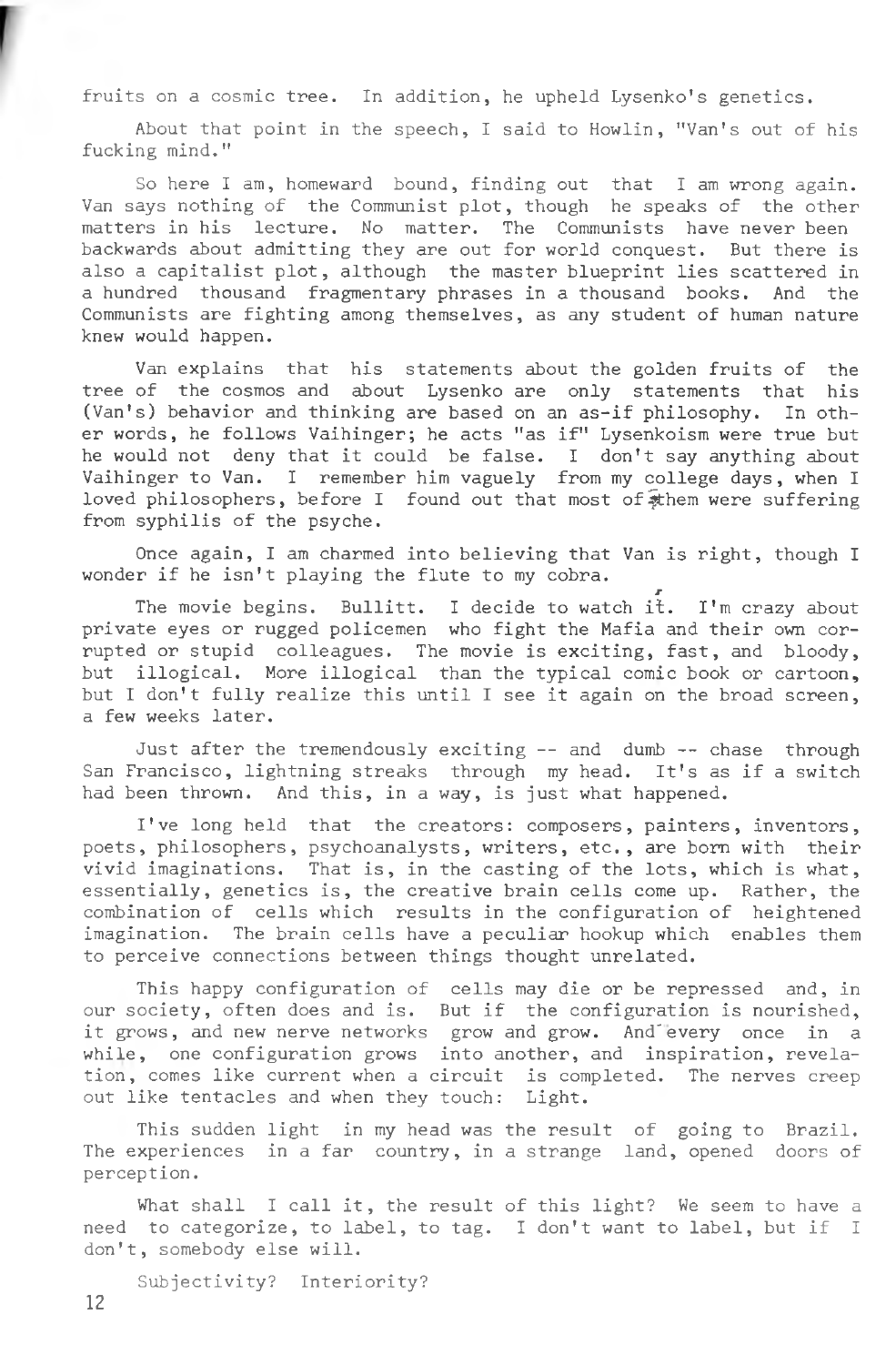fruits on a cosmic tree. In addition, he upheld Lysenko's genetics.

About that point in the speech, I said to Howlin, "Van's out of his fucking mind."

So here I am, homeward bound, finding out that I am wrong again. Van says nothing of the Communist plot, though he speaks of the other matters in his lecture. No matter. The Communists have never been backwards about admitting they are out for world conquest. But there is also a capitalist plot, although the master blueprint lies scattered in a hundred thousand fragmentary phrases in a thousand books. And the Communists are fighting among themselves, as any student of human nature knew would happen.

Van explains that his statements about the golden fruits of the tree of the cosmos and about Lysenko are only statements that his (Van's) behavior and thinking are based on an as-if philosophy. In other words, he follows Vaihinger; he acts "as if" Lysenkoism were true but he would not deny that it could be false. I don't say anything about Vaihinger to Van. I remember him vaguely from my college days, when I loved philosophers, before I found out that most of them were suffering from syphilis of the psyche.

Once again, I am charmed into believing that Van is right, though I wonder if he isn't playing the flute to my cobra.

The movie begins. Bullitt. I decide to watch it. I'm crazy about private eyes or rugged policemen who fight the Mafia and their own corrupted or stupid colleagues. The movie is exciting, fast, and bloody, but illogical. More illogical than the typical comic book or cartoon, but I don't fully realize this until I see it again on the broad screen, a few weeks later.

Just after the tremendously exciting -- and dumb -- chase through San Francisco, lightning streaks through my head. It's as if a switch had been thrown. And this, in a way, is just what happened.

I've long held that the creators: composers, painters, inventors, poets, philosophers, psychoanalysts, writers, etc., are born with their vivid imaginations. That is, in the casting of the lots, which is what, essentially, genetics is, the creative brain cells come up. Rather, the combination of cells which results in the configuration of heightened imagination. The brain cells have a peculiar hookup which enables them to perceive connections between things thought unrelated.

This happy configuration of cells may die or be repressed and, in our society, often does and is. But if the configuration is nourished, it grows, and new nerve networks grow and grow. And every once in a while, one configuration grows into another, and inspiration, revelation, comes like current when a circuit is completed. The nerves creep out like tentacles and when they touch: Light.

This sudden light in my head was the result of going to Brazil. The experiences in a far country, in a strange land, opened doors of perception.

What shall I call it, the result of this light? We seem to have a need to categorize, to label, to tag. I don't want to label, but if I don't, somebody else will.

Subjectivity? Interiority?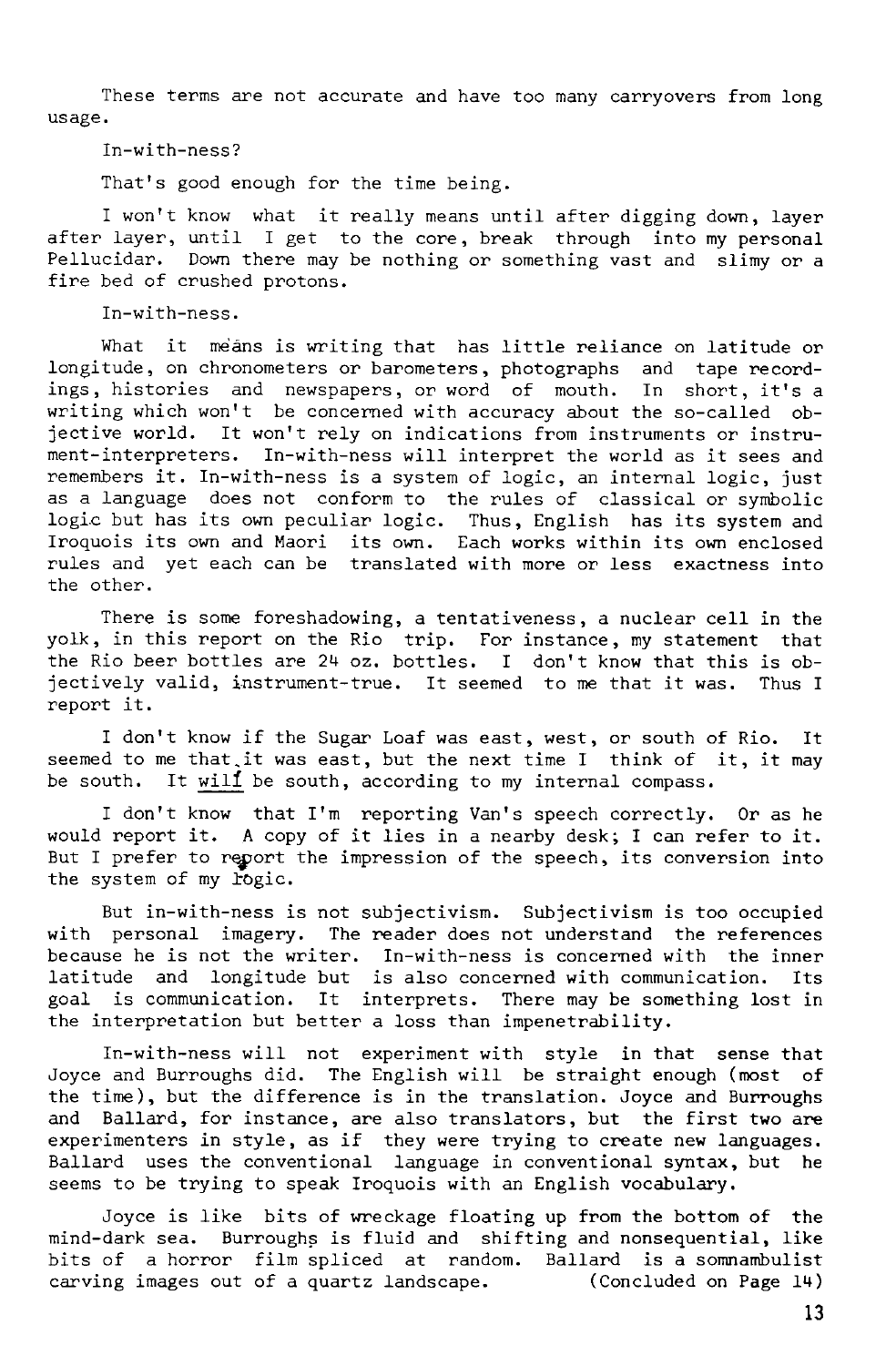These terms are not accurate and have too many carryovers from long usage.

In-with-ness?

That's good enough for the time being.

I won't know what it really means until after digging down, layer after layer, until I get to the core, break through into my personal Pellucidar. Down there may be nothing or something vast and slimy or a fire bed of crushed protons.

In-with-ness.

What it means is writing that has little reliance on latitude or longitude, on chronometers or barometers, photographs and tape recordings, histories and newspapers, or word of mouth. In short, it's a writing which won't be concerned with accuracy about the so-called objective world. It won't rely on indications from instruments or instrument-interpreters. In-with-ness will interpret the world as it sees and remembers it. In-with-ness is a system of logic, an internal logic, just as a language does not conform to the rules of classical or symbolic logic but has its own peculiar logic. Thus, English has its system and Iroquois its own and Maori its own. Each works within its own enclosed rules and yet each can be translated with more or less exactness into the other.

There is some foreshadowing, a tentativeness, a nuclear cell in the yolk, in this report on the Rio trip. For instance, my statement that the Rio beer bottles are 24 oz. bottles. I don't know that this is objectively valid, instrument-true. It seemed to me that it was. Thus I report it.

I don't know if the Sugar Loaf was east, west, or south of Rio. It seemed to me that it was east, but the next time I think of it, it may be south. It <u>will</u> be south, according to my internal compass.

I don't know that I'm reporting Van's speech correctly. Or as he would report it. A copy of it lies in a nearby desk; I can refer to it. But I prefer to report the impression of the speech, its conversion into the system of my logic.

But in-with-ness is not subjectivism. Subjectivism is too occupied with personal imagery. The reader does not understand the references because he is not the writer. In-with-ness is concerned with the inner latitude and longitude but is also concerned with communication. Its goal is communication. It interprets. There may be something lost in the interpretation but better a loss than impenetrability.

In-with-ness will not experiment with style in that sense that Joyce and Burroughs did. The English will be straight enough (most of the time), but the difference is in the translation. Joyce and Burroughs and Ballard, for instance, are also translators, but the first two are experimenters in style, as if they were trying to create new languages. Ballard uses the conventional language in conventional syntax, but he seems to be trying to speak Iroquois with an English vocabulary.

Joyce is like bits of wreckage floating up from the bottom of the mind-dark sea. Burroughs is fluid and shifting and nonsequential, like bits of a horror film spliced at random. Ballard is a somnambulist carving images out of a quartz landscape. (Concluded on Page 14)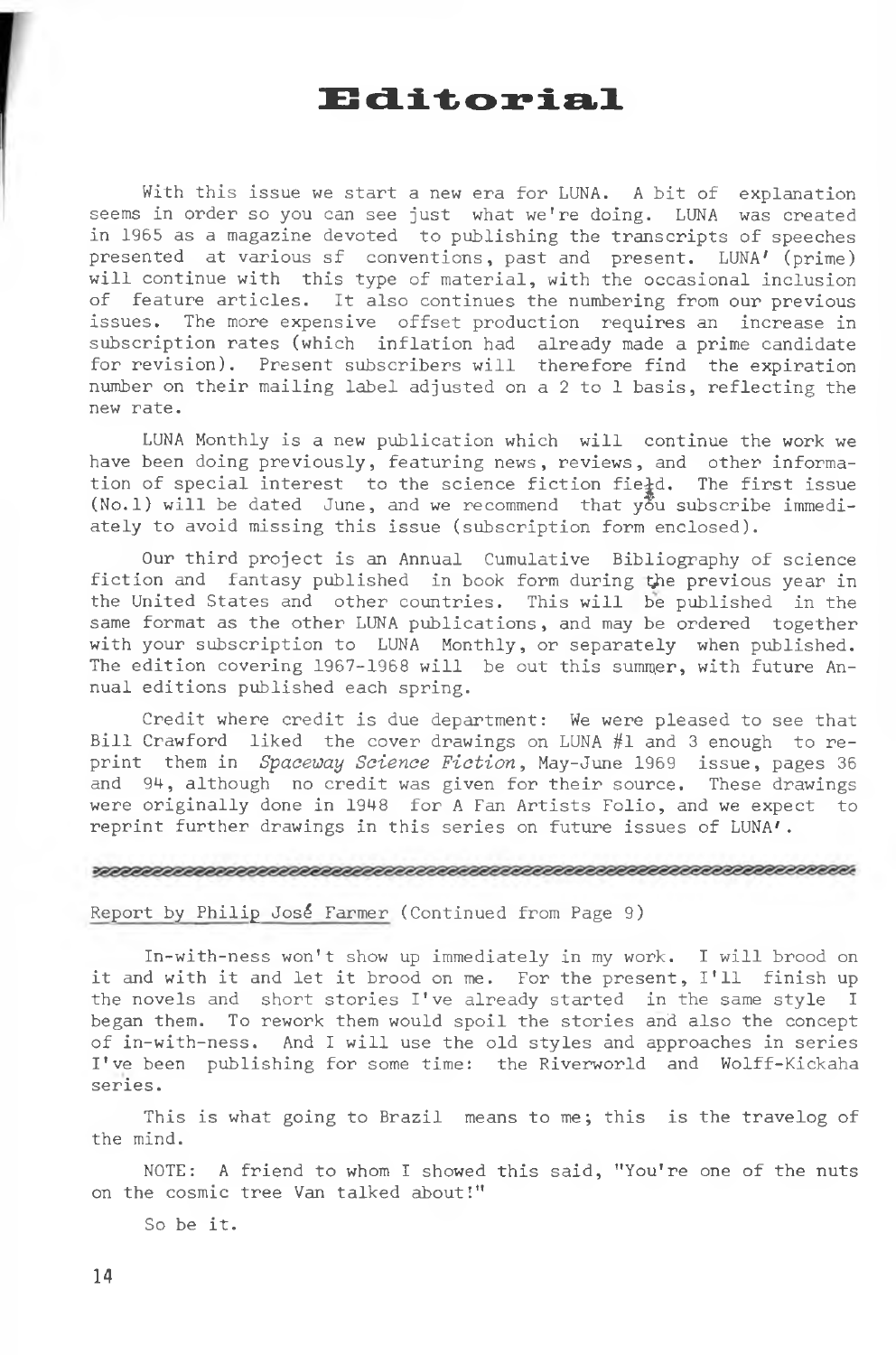# Editorial

With this issue we start a new era for LUNA. A bit of explanation seems in order so you can see just what we're doing. LUNA was created in 1965 as a magazine devoted to publishing the transcripts of speeches presented at various sf conventions, past and present. LUNA' (prime) will continue with this type of material, with the occasional inclusion of feature articles. It also continues the numbering from our previous issues. The more expensive offset production requires an increase in subscription rates (which inflation had already made a prime candidate for revision). Present subscribers will therefore find the expiration number on their mailing label adjusted on a 2 to 1 basis, reflecting the new rate.

LUNA Monthly is a new publication which will continue the work we have been doing previously, featuring news, reviews, and other information of special interest to the science fiction field. The first issue (No.1) will be dated June, and we recommend that you subscribe immediately to avoid missing this issue (subscription form enclosed).

Our third project is an Annual Cumulative Bibliography of science fiction and fantasy published in book form during the previous year in the United States and other countries. This will be published in the same format as the other LUNA publications, and may be ordered together with your subscription to LUNA Monthly, or separately when published. The edition covering 1967-1968 will be out this summer, with future Annual editions published each spring.

Credit where credit is due department: We were pleased to see that Bill Crawford liked the cover drawings on LUNA #1 and 3 enough to reprint them in *Spaceway Science Fiction*, May-June 1969 issue, pages 36 and 94, although no credit was given for their source. These drawings were originally done in 1948 for A Fan Artists Folio, and we expect to reprint further drawings in this series on future issues of LUNA'.

---

Report by Philip José Farmer (Continued from Page 9)

In-with-ness won't show up immediately in my work. I will brood on it and with it and let it brood on me. For the present, I'll finish up the novels and short stories I've already started in the same style I began them. To rework them would spoil the stories and also the concept of in-with-ness. And I will use the old styles and approaches in series I've been publishing for some time: the Riverworld and Wolff-Kickaha series.

This is what going to Brazil means to me; this is the travelog of the mind.

NOTE: A friend to whom I showed this said, "You're one of the nuts on the cosmic tree Van talked about!"

So be it.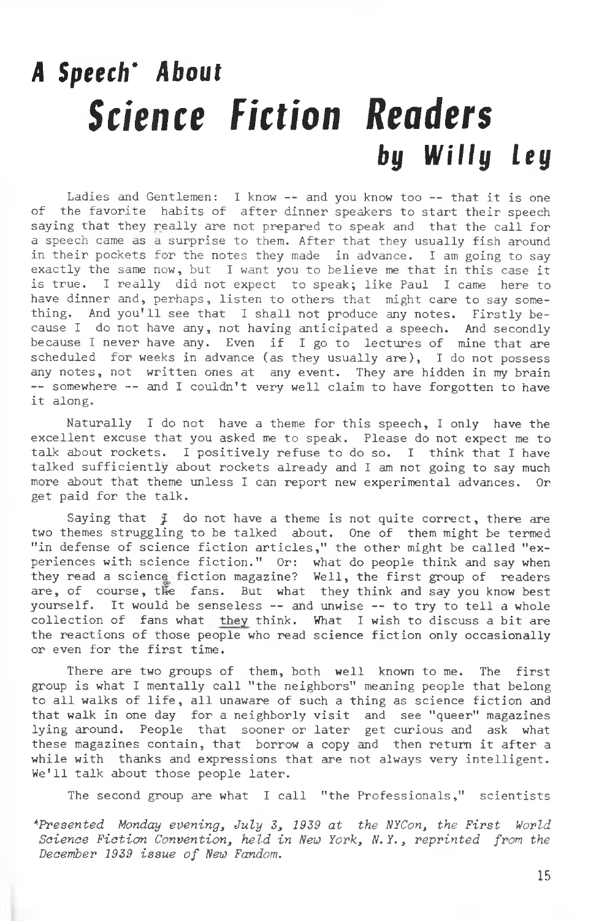# A Speech* About
# Science Fiction Readers
## by Willy Ley

Ladies and Gentlemen: I know -- and you know too -- that it is one of the favorite habits of after dinner speakers to start their speech saying that they really are not prepared to speak and that the call for a speech came as a surprise to them. After that they usually fish around in their pockets for the notes they made in advance. I am going to say exactly the same now, but I want you to believe me that in this case it is true. I really did not expect to speak; like Paul I came here to have dinner and, perhaps, listen to others that might care to say something. And you'll see that I shall not produce any notes. Firstly because I do not have any, not having anticipated a speech. And secondly because I never have any. Even if I go to lectures of mine that are scheduled for weeks in advance (as they usually are), I do not possess any notes, not written ones at any event. They are hidden in my brain -- somewhere -- and I couldn't very well claim to have forgotten to have it along.

Naturally I do not have a theme for this speech, I only have the excellent excuse that you asked me to speak. Please do not expect me to talk about rockets. I positively refuse to do so. I think that I have talked sufficiently about rockets already and I am not going to say much more about that theme unless I can report new experimental advances. Or get paid for the talk.

Saying that I do not have a theme is not quite correct, there are two themes struggling to be talked about. One of them might be termed "in defense of science fiction articles," the other might be called "experiences with science fiction." Or: what do people think and say when they read a science fiction magazine? Well, the first group of readers are, of course, the fans. But what they think and say you know best yourself. It would be senseless -- and unwise -- to try to tell a whole collection of fans what they think. What I wish to discuss a bit are the reactions of those people who read science fiction only occasionally or even for the first time.

There are two groups of them, both well known to me. The first group is what I mentally call "the neighbors" meaning people that belong to all walks of life, all unaware of such a thing as science fiction and that walk in one day for a neighborly visit and see "queer" magazines lying around. People that sooner or later get curious and ask what these magazines contain, that borrow a copy and then return it after a while with thanks and expressions that are not always very intelligent. We'll talk about those people later.

The second group are what I call "the Professionals," scientists

*Presented Monday evening, July 3, 1939 at the NYCon, the First World Science Fiction Convention, held in New York, N.Y., reprinted from the December 1939 issue of New Fandom.*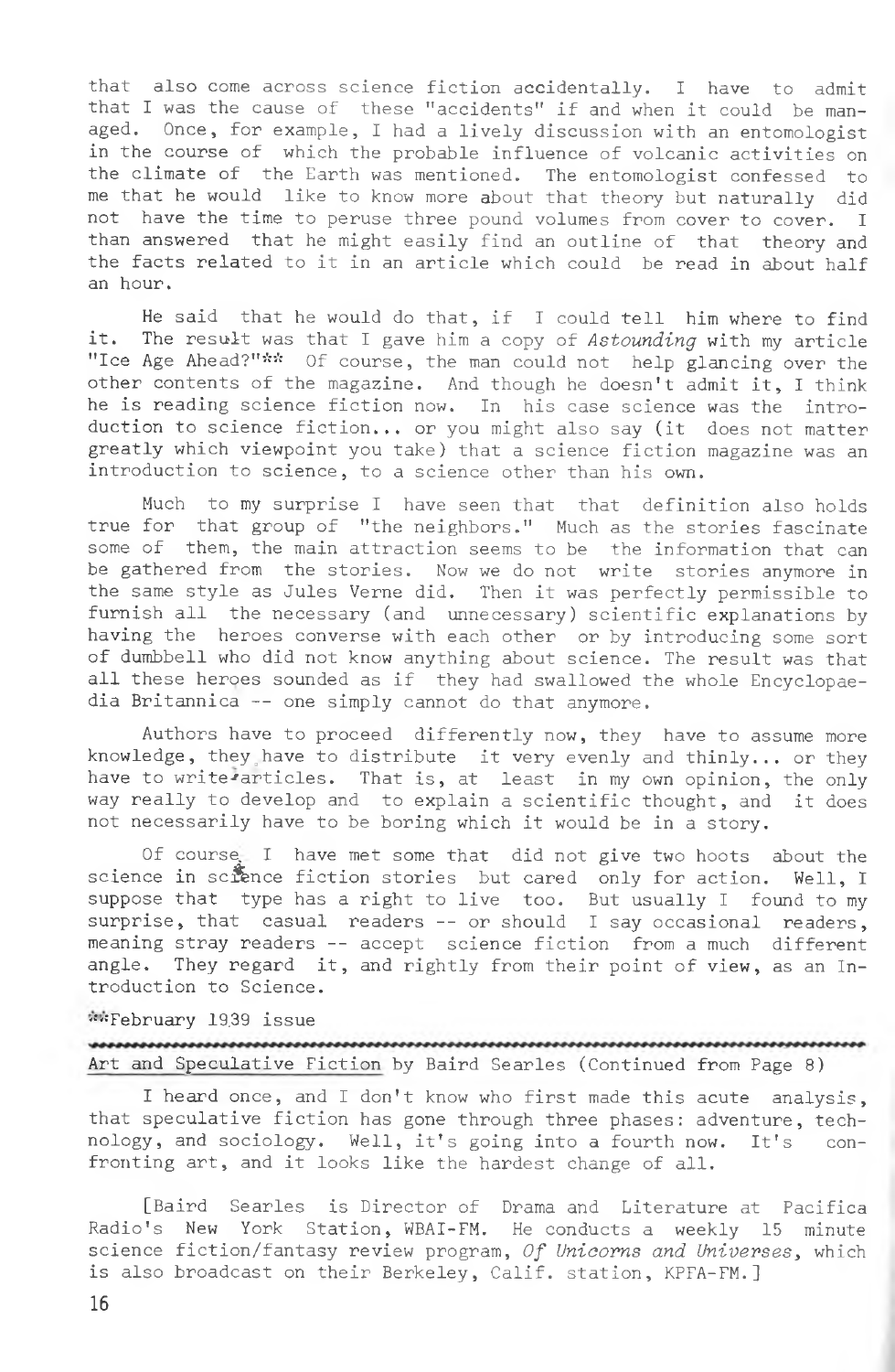that also come across science fiction accidentally. I have to admit that I was the cause of these "accidents" if and when it could be managed. Once, for example, I had a lively discussion with an entomologist in the course of which the probable influence of volcanic activities on the climate of the Earth was mentioned. The entomologist confessed to me that he would like to know more about that theory but naturally did not have the time to peruse three pound volumes from cover to cover. I than answered that he might easily find an outline of that theory and the facts related to it in an article which could be read in about half an hour.

He said that he would do that, if I could tell him where to find it. The result was that I gave him a copy of *Astounding* with my article "Ice Age Ahead?"** Of course, the man could not help glancing over the other contents of the magazine. And though he doesn't admit it, I think he is reading science fiction now. In his case science was the introduction to science fiction... or you might also say (it does not matter greatly which viewpoint you take) that a science fiction magazine was an introduction to science, to a science other than his own.

Much to my surprise I have seen that that definition also holds true for that group of "the neighbors." Much as the stories fascinate some of them, the main attraction seems to be the information that can be gathered from the stories. Now we do not write stories anymore in the same style as Jules Verne did. Then it was perfectly permissible to furnish all the necessary (and unnecessary) scientific explanations by having the heroes converse with each other or by introducing some sort of dumbbell who did not know anything about science. The result was that all these heroes sounded as if they had swallowed the whole Encyclopaedia Britannica -- one simply cannot do that anymore.

Authors have to proceed differently now, they have to assume more knowledge, they have to distribute it very evenly and thinly... or they have to write articles. That is, at least in my own opinion, the only way really to develop and to explain a scientific thought, and it does not necessarily have to be boring which it would be in a story.

Of course I have met some that did not give two hoots about the science in science fiction stories but cared only for action. Well, I suppose that type has a right to live too. But usually I found to my surprise, that casual readers -- or should I say occasional readers, meaning stray readers -- accept science fiction from a much different angle. They regard it, and rightly from their point of view, as an Introduction to Science.

**February 1939 issue

---

Art and Speculative Fiction by Baird Searles (Continued from Page 8)

I heard once, and I don't know who first made this acute analysis, that speculative fiction has gone through three phases: adventure, technology, and sociology. Well, it's going into a fourth now. It's confronting art, and it looks like the hardest change of all.

[Baird Searles is Director of Drama and Literature at Pacifica Radio's New York Station, WBAI-FM. He conducts a weekly 15 minute science fiction/fantasy review program, *Of Unicorns and Universes*, which is also broadcast on their Berkeley, Calif. station, KPFA-FM.]